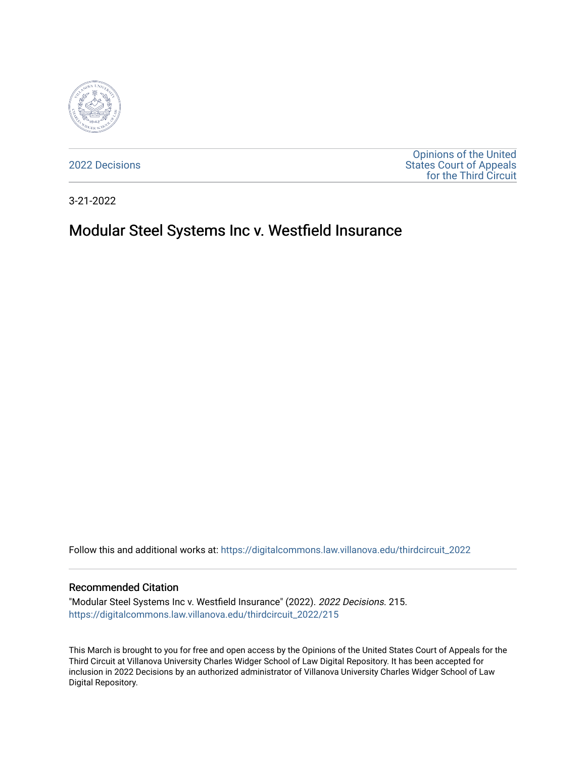2022 Decisions

Opinions of the United States Court of Appeals for the Third Circuit

3-21-2022

# Modular Steel Systems Inc v. Westfield Insurance

Follow this and additional works at: https://digitalcommons.law.villanova.edu/thirdcircuit_2022

## Recommended Citation

"Modular Steel Systems Inc v. Westfield Insurance" (2022). *2022 Decisions*. 215.
https://digitalcommons.law.villanova.edu/thirdcircuit_2022/215

This March is brought to you for free and open access by the Opinions of the United States Court of Appeals for the Third Circuit at Villanova University Charles Widger School of Law Digital Repository. It has been accepted for inclusion in 2022 Decisions by an authorized administrator of Villanova University Charles Widger School of Law Digital Repository.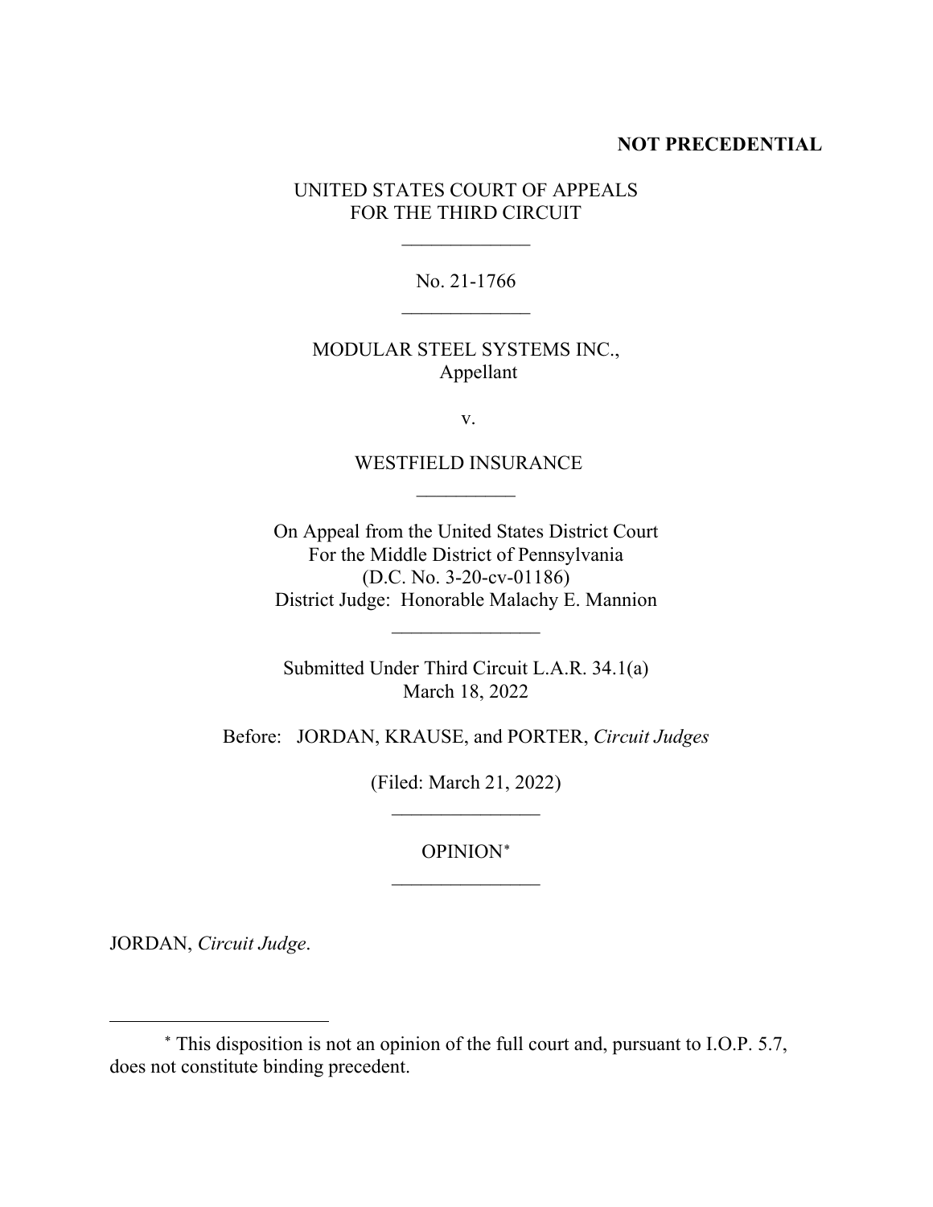**NOT PRECEDENTIAL**

UNITED STATES COURT OF APPEALS
FOR THE THIRD CIRCUIT

No. 21-1766

MODULAR STEEL SYSTEMS INC.,
Appellant

v.

WESTFIELD INSURANCE

On Appeal from the United States District Court
For the Middle District of Pennsylvania
(D.C. No. 3-20-cv-01186)
District Judge: Honorable Malachy E. Mannion

Submitted Under Third Circuit L.A.R. 34.1(a)
March 18, 2022

Before: JORDAN, KRAUSE, and PORTER, *Circuit Judges*

(Filed: March 21, 2022)

OPINION[*]

JORDAN, *Circuit Judge*.

[*] This disposition is not an opinion of the full court and, pursuant to I.O.P. 5.7, does not constitute binding precedent.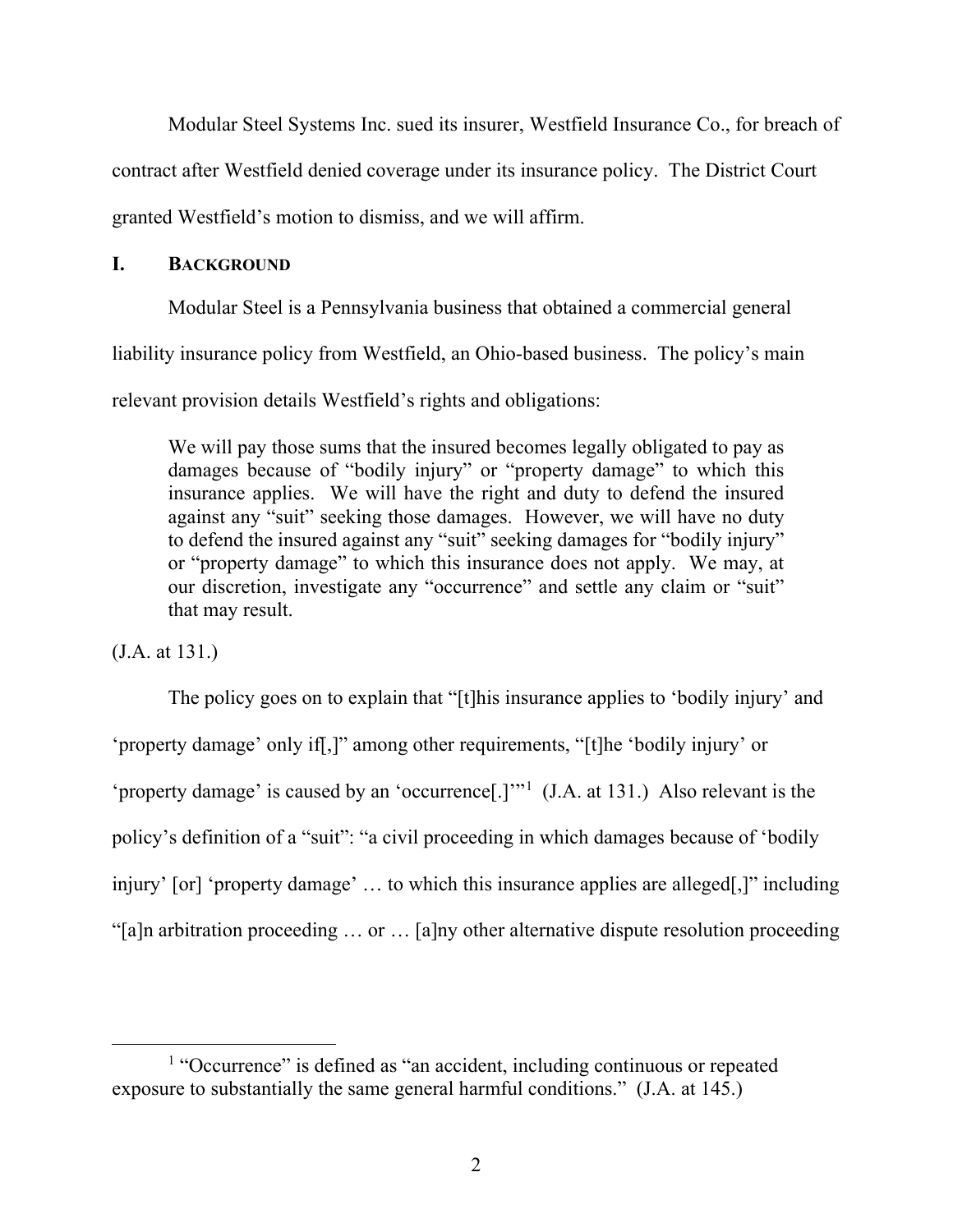Modular Steel Systems Inc. sued its insurer, Westfield Insurance Co., for breach of contract after Westfield denied coverage under its insurance policy. The District Court granted Westfield's motion to dismiss, and we will affirm.

## I. BACKGROUND

Modular Steel is a Pennsylvania business that obtained a commercial general liability insurance policy from Westfield, an Ohio-based business. The policy's main relevant provision details Westfield's rights and obligations:

> We will pay those sums that the insured becomes legally obligated to pay as damages because of "bodily injury" or "property damage" to which this insurance applies. We will have the right and duty to defend the insured against any "suit" seeking those damages. However, we will have no duty to defend the insured against any "suit" seeking damages for "bodily injury" or "property damage" to which this insurance does not apply. We may, at our discretion, investigate any "occurrence" and settle any claim or "suit" that may result.

(J.A. at 131.)

The policy goes on to explain that "[t]his insurance applies to 'bodily injury' and 'property damage' only if[,]" among other requirements, "[t]he 'bodily injury' or 'property damage' is caused by an 'occurrence[.]'"[1] (J.A. at 131.) Also relevant is the policy's definition of a "suit": "a civil proceeding in which damages because of 'bodily injury' [or] 'property damage' … to which this insurance applies are alleged[,]" including "[a]n arbitration proceeding … or … [a]ny other alternative dispute resolution proceeding

---

[1] "Occurrence" is defined as "an accident, including continuous or repeated exposure to substantially the same general harmful conditions." (J.A. at 145.)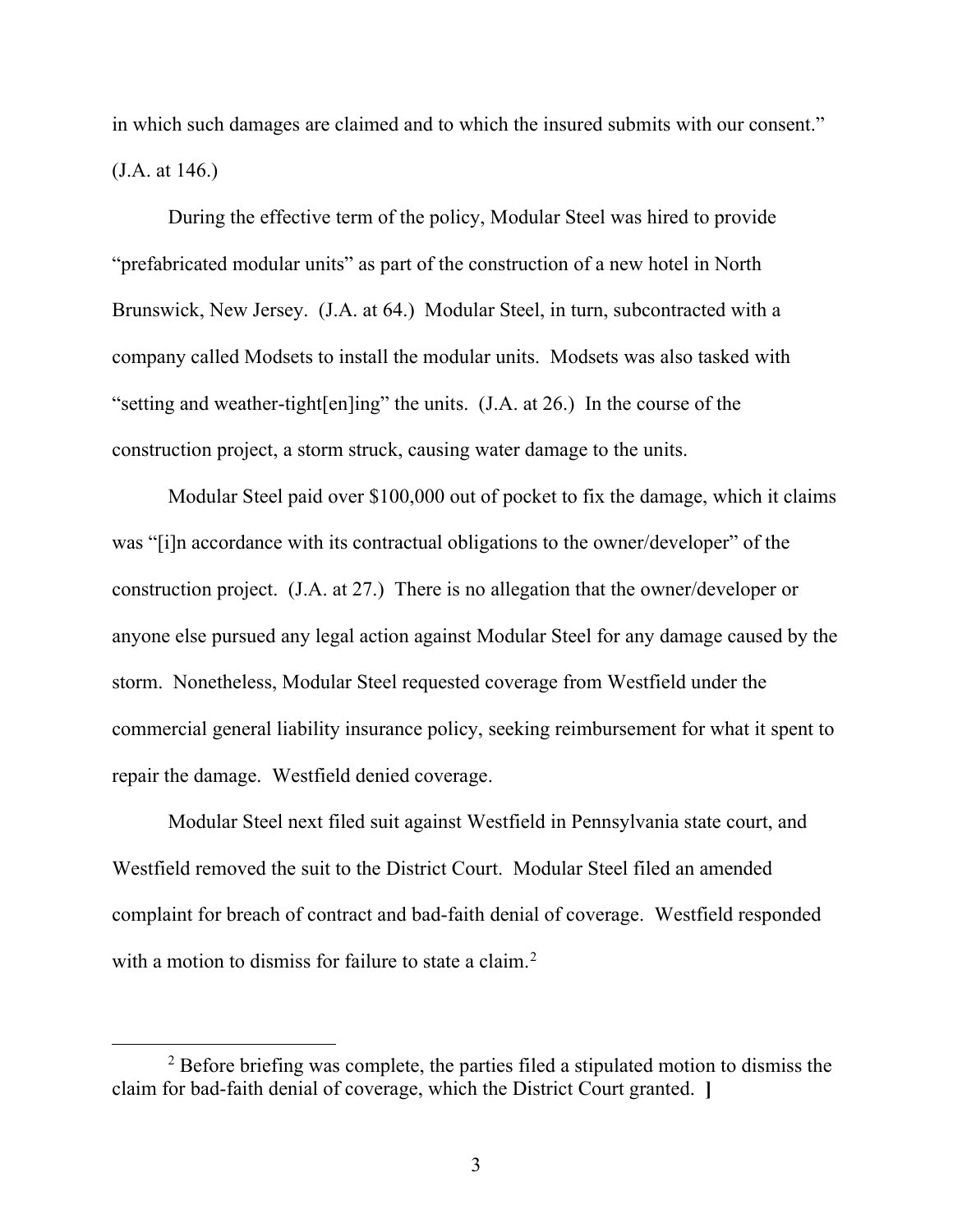in which such damages are claimed and to which the insured submits with our consent." (J.A. at 146.)

During the effective term of the policy, Modular Steel was hired to provide "prefabricated modular units" as part of the construction of a new hotel in North Brunswick, New Jersey. (J.A. at 64.) Modular Steel, in turn, subcontracted with a company called Modsets to install the modular units. Modsets was also tasked with "setting and weather-tight[en]ing" the units. (J.A. at 26.) In the course of the construction project, a storm struck, causing water damage to the units.

Modular Steel paid over $100,000 out of pocket to fix the damage, which it claims was "[i]n accordance with its contractual obligations to the owner/developer" of the construction project. (J.A. at 27.) There is no allegation that the owner/developer or anyone else pursued any legal action against Modular Steel for any damage caused by the storm. Nonetheless, Modular Steel requested coverage from Westfield under the commercial general liability insurance policy, seeking reimbursement for what it spent to repair the damage. Westfield denied coverage.

Modular Steel next filed suit against Westfield in Pennsylvania state court, and Westfield removed the suit to the District Court. Modular Steel filed an amended complaint for breach of contract and bad-faith denial of coverage. Westfield responded with a motion to dismiss for failure to state a claim.[2]

---

[2] Before briefing was complete, the parties filed a stipulated motion to dismiss the claim for bad-faith denial of coverage, which the District Court granted.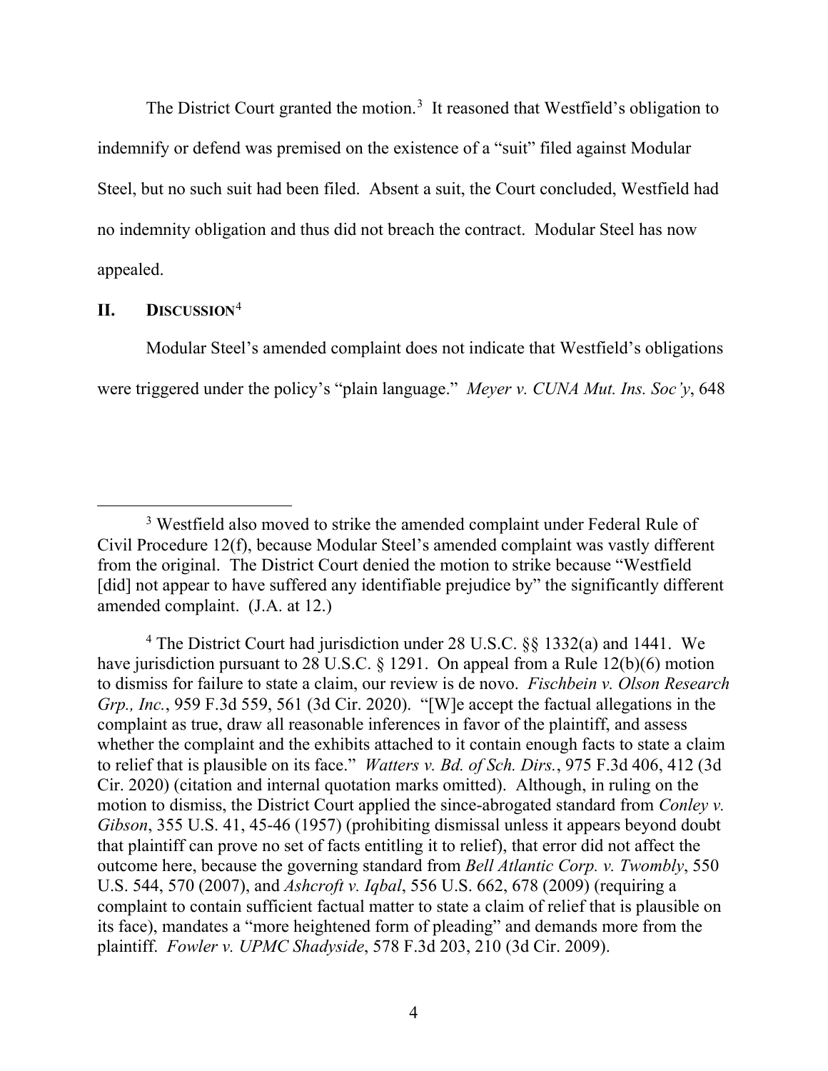The District Court granted the motion.[3] It reasoned that Westfield's obligation to indemnify or defend was premised on the existence of a "suit" filed against Modular Steel, but no such suit had been filed. Absent a suit, the Court concluded, Westfield had no indemnity obligation and thus did not breach the contract. Modular Steel has now appealed.

## II. DISCUSSION[4]

Modular Steel's amended complaint does not indicate that Westfield's obligations were triggered under the policy's "plain language." *Meyer v. CUNA Mut. Ins. Soc'y*, 648

---

[3] Westfield also moved to strike the amended complaint under Federal Rule of Civil Procedure 12(f), because Modular Steel's amended complaint was vastly different from the original. The District Court denied the motion to strike because "Westfield [did] not appear to have suffered any identifiable prejudice by" the significantly different amended complaint. (J.A. at 12.)

[4] The District Court had jurisdiction under 28 U.S.C. §§ 1332(a) and 1441. We have jurisdiction pursuant to 28 U.S.C. § 1291. On appeal from a Rule 12(b)(6) motion to dismiss for failure to state a claim, our review is de novo. *Fischbein v. Olson Research Grp., Inc.*, 959 F.3d 559, 561 (3d Cir. 2020). "[W]e accept the factual allegations in the complaint as true, draw all reasonable inferences in favor of the plaintiff, and assess whether the complaint and the exhibits attached to it contain enough facts to state a claim to relief that is plausible on its face." *Watters v. Bd. of Sch. Dirs.*, 975 F.3d 406, 412 (3d Cir. 2020) (citation and internal quotation marks omitted). Although, in ruling on the motion to dismiss, the District Court applied the since-abrogated standard from *Conley v. Gibson*, 355 U.S. 41, 45-46 (1957) (prohibiting dismissal unless it appears beyond doubt that plaintiff can prove no set of facts entitling it to relief), that error did not affect the outcome here, because the governing standard from *Bell Atlantic Corp. v. Twombly*, 550 U.S. 544, 570 (2007), and *Ashcroft v. Iqbal*, 556 U.S. 662, 678 (2009) (requiring a complaint to contain sufficient factual matter to state a claim of relief that is plausible on its face), mandates a "more heightened form of pleading" and demands more from the plaintiff. *Fowler v. UPMC Shadyside*, 578 F.3d 203, 210 (3d Cir. 2009).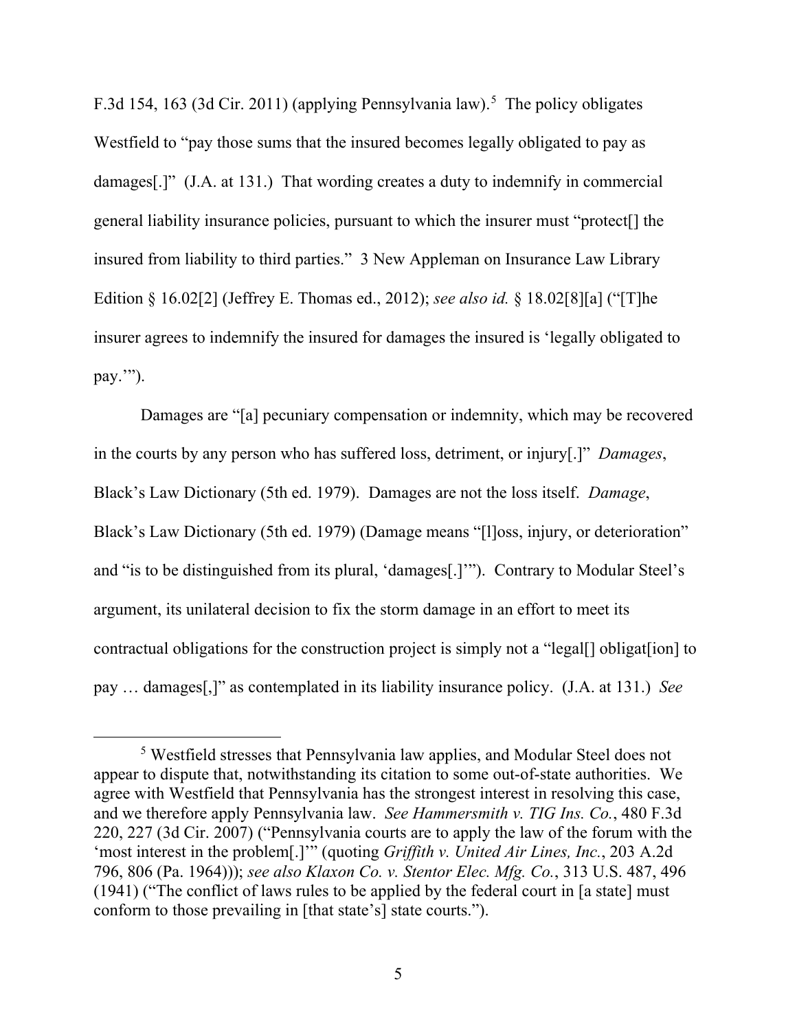F.3d 154, 163 (3d Cir. 2011) (applying Pennsylvania law).[5] The policy obligates Westfield to "pay those sums that the insured becomes legally obligated to pay as damages[.]" (J.A. at 131.) That wording creates a duty to indemnify in commercial general liability insurance policies, pursuant to which the insurer must "protect[] the insured from liability to third parties." 3 New Appleman on Insurance Law Library Edition § 16.02[2] (Jeffrey E. Thomas ed., 2012); *see also id.* § 18.02[8][a] ("[T]he insurer agrees to indemnify the insured for damages the insured is 'legally obligated to pay.'").

Damages are "[a] pecuniary compensation or indemnity, which may be recovered in the courts by any person who has suffered loss, detriment, or injury[.]" *Damages*, Black's Law Dictionary (5th ed. 1979). Damages are not the loss itself. *Damage*, Black's Law Dictionary (5th ed. 1979) (Damage means "[l]oss, injury, or deterioration" and "is to be distinguished from its plural, 'damages[.]'"). Contrary to Modular Steel's argument, its unilateral decision to fix the storm damage in an effort to meet its contractual obligations for the construction project is simply not a "legal[] obligat[ion] to pay … damages[,]" as contemplated in its liability insurance policy. (J.A. at 131.) *See*

[5] Westfield stresses that Pennsylvania law applies, and Modular Steel does not appear to dispute that, notwithstanding its citation to some out-of-state authorities. We agree with Westfield that Pennsylvania has the strongest interest in resolving this case, and we therefore apply Pennsylvania law. *See Hammersmith v. TIG Ins. Co.*, 480 F.3d 220, 227 (3d Cir. 2007) ("Pennsylvania courts are to apply the law of the forum with the 'most interest in the problem[.]'" (quoting *Griffith v. United Air Lines, Inc.*, 203 A.2d 796, 806 (Pa. 1964))); *see also Klaxon Co. v. Stentor Elec. Mfg. Co.*, 313 U.S. 487, 496 (1941) ("The conflict of laws rules to be applied by the federal court in [a state] must conform to those prevailing in [that state's] state courts.").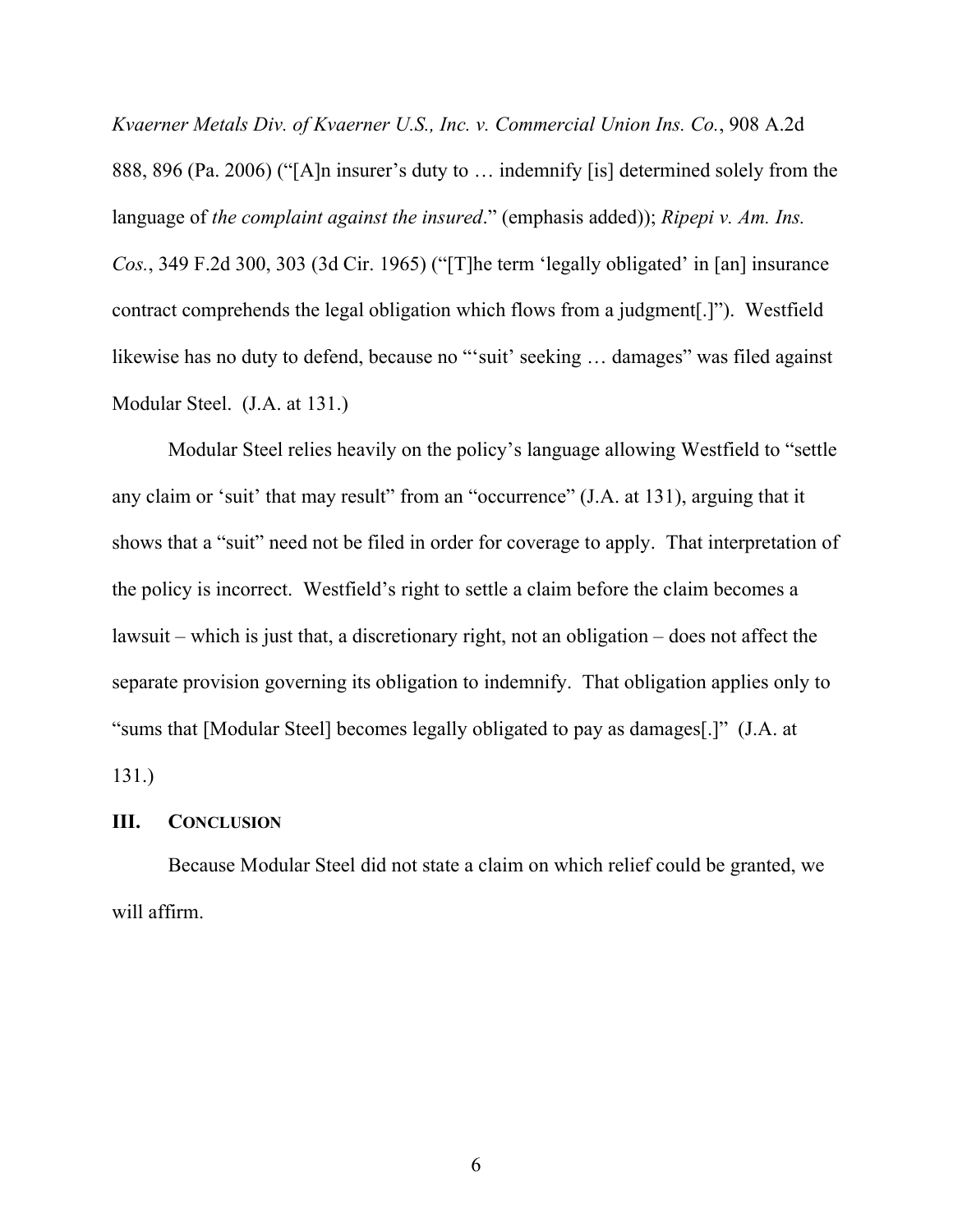*Kvaerner Metals Div. of Kvaerner U.S., Inc. v. Commercial Union Ins. Co.*, 908 A.2d 888, 896 (Pa. 2006) ("[A]n insurer's duty to … indemnify [is] determined solely from the language of *the complaint against the insured*." (emphasis added)); *Ripepi v. Am. Ins. Cos.*, 349 F.2d 300, 303 (3d Cir. 1965) ("[T]he term 'legally obligated' in [an] insurance contract comprehends the legal obligation which flows from a judgment[.]"). Westfield likewise has no duty to defend, because no "'suit' seeking … damages" was filed against Modular Steel. (J.A. at 131.)

Modular Steel relies heavily on the policy's language allowing Westfield to "settle any claim or 'suit' that may result" from an "occurrence" (J.A. at 131), arguing that it shows that a "suit" need not be filed in order for coverage to apply. That interpretation of the policy is incorrect. Westfield's right to settle a claim before the claim becomes a lawsuit – which is just that, a discretionary right, not an obligation – does not affect the separate provision governing its obligation to indemnify. That obligation applies only to "sums that [Modular Steel] becomes legally obligated to pay as damages[.]" (J.A. at 131.)

## III. CONCLUSION

Because Modular Steel did not state a claim on which relief could be granted, we will affirm.